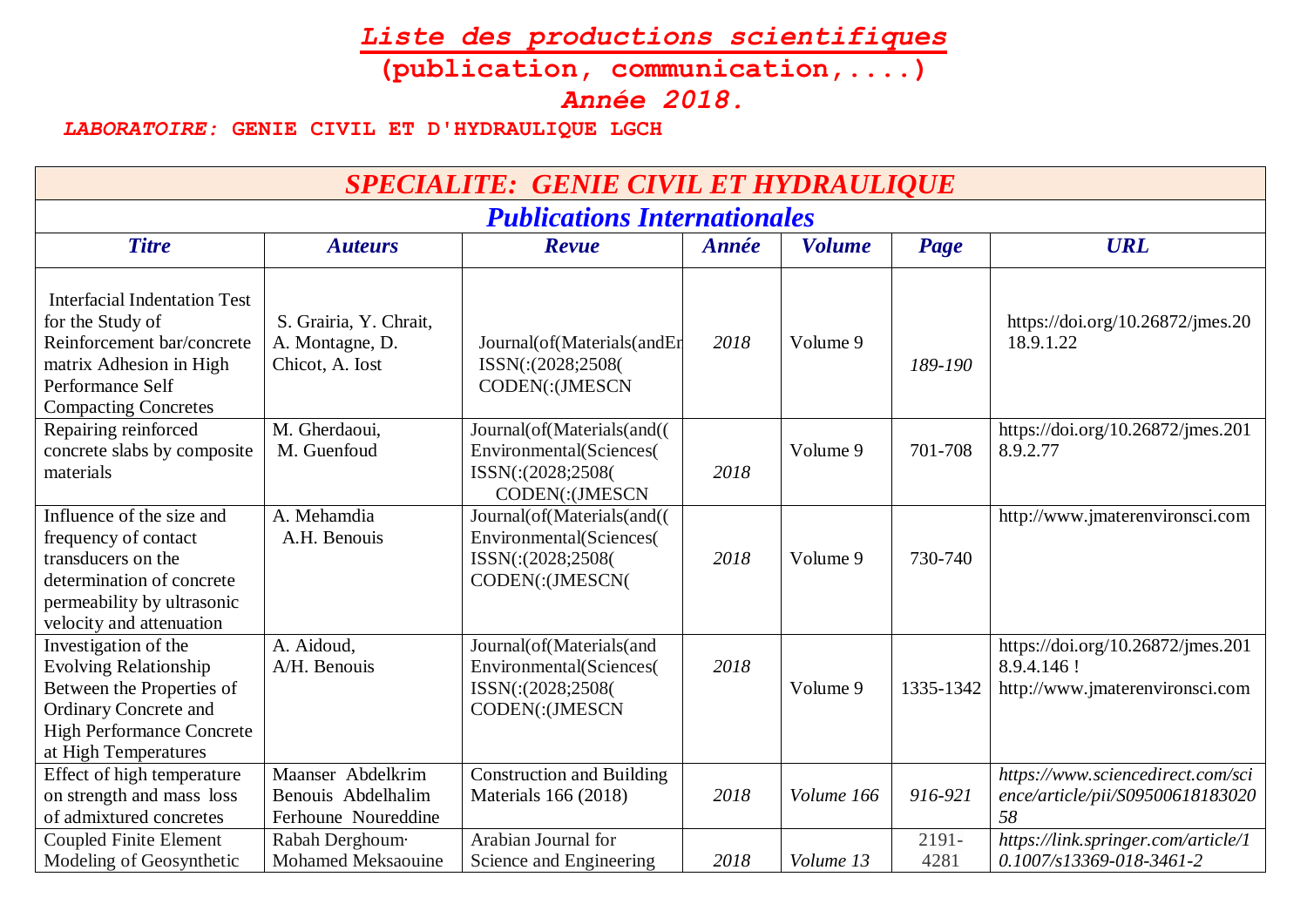# *Liste des productions scientifiques*

**(publication, communication,....)**

***Année 2018.***

***LABORATOIRE:*** **GENIE CIVIL ET D'HYDRAULIQUE LGCH**

## *SPECIALITE: GENIE CIVIL ET HYDRAULIQUE*

### *Publications Internationales*

| *Titre* | *Auteurs* | *Revue* | *Année* | *Volume* | *Page* | *URL* |
|---|---|---|---|---|---|---|
| Interfacial Indentation Test for the Study of Reinforcement bar/concrete matrix Adhesion in High Performance Self Compacting Concretes | S. Grairia, Y. Chrait, A. Montagne, D. Chicot, A. Iost | Journal(of(Materials(andEr ISSN(:(2028;2508( CODEN(:(JMESCN | *2018* | Volume 9 | *189-190* | https://doi.org/10.26872/jmes.2018.9.1.22 |
| Repairing reinforced concrete slabs by composite materials | M. Gherdaoui, M. Guenfoud | Journal(of(Materials(and(( Environmental(Sciences( ISSN(:(2028;2508( CODEN(:(JMESCN | *2018* | Volume 9 | 701-708 | https://doi.org/10.26872/jmes.2018.9.2.77 |
| Influence of the size and frequency of contact transducers on the determination of concrete permeability by ultrasonic velocity and attenuation | A. Mehamdia A.H. Benouis | Journal(of(Materials(and(( Environmental(Sciences( ISSN(:(2028;2508( CODEN(:(JMESCN( | *2018* | Volume 9 | 730-740 | http://www.jmaterenvironsci.com |
| Investigation of the Evolving Relationship Between the Properties of Ordinary Concrete and High Performance Concrete at High Temperatures | A. Aidoud, A/H. Benouis | Journal(of(Materials(and Environmental(Sciences( ISSN(:(2028;2508( CODEN(:(JMESCN | *2018* | Volume 9 | 1335-1342 | https://doi.org/10.26872/jmes.2018.9.4.146 ! http://www.jmaterenvironsci.com |
| Effect of high temperature on strength and mass loss of admixtured concretes | Maanser Abdelkrim Benouis Abdelhalim Ferhoune Noureddine | Construction and Building Materials 166 (2018) | *2018* | *Volume 166* | *916-921* | ***https://www.sciencedirect.com/science/article/pii/S0950061818302058*** |
| Coupled Finite Element Modeling of Geosynthetic | Rabah Derghoum· Mohamed Meksaouine | Arabian Journal for Science and Engineering | *2018* | *Volume 13* | 2191-4281 | ***https://link.springer.com/article/10.1007/s13369-018-3461-2*** |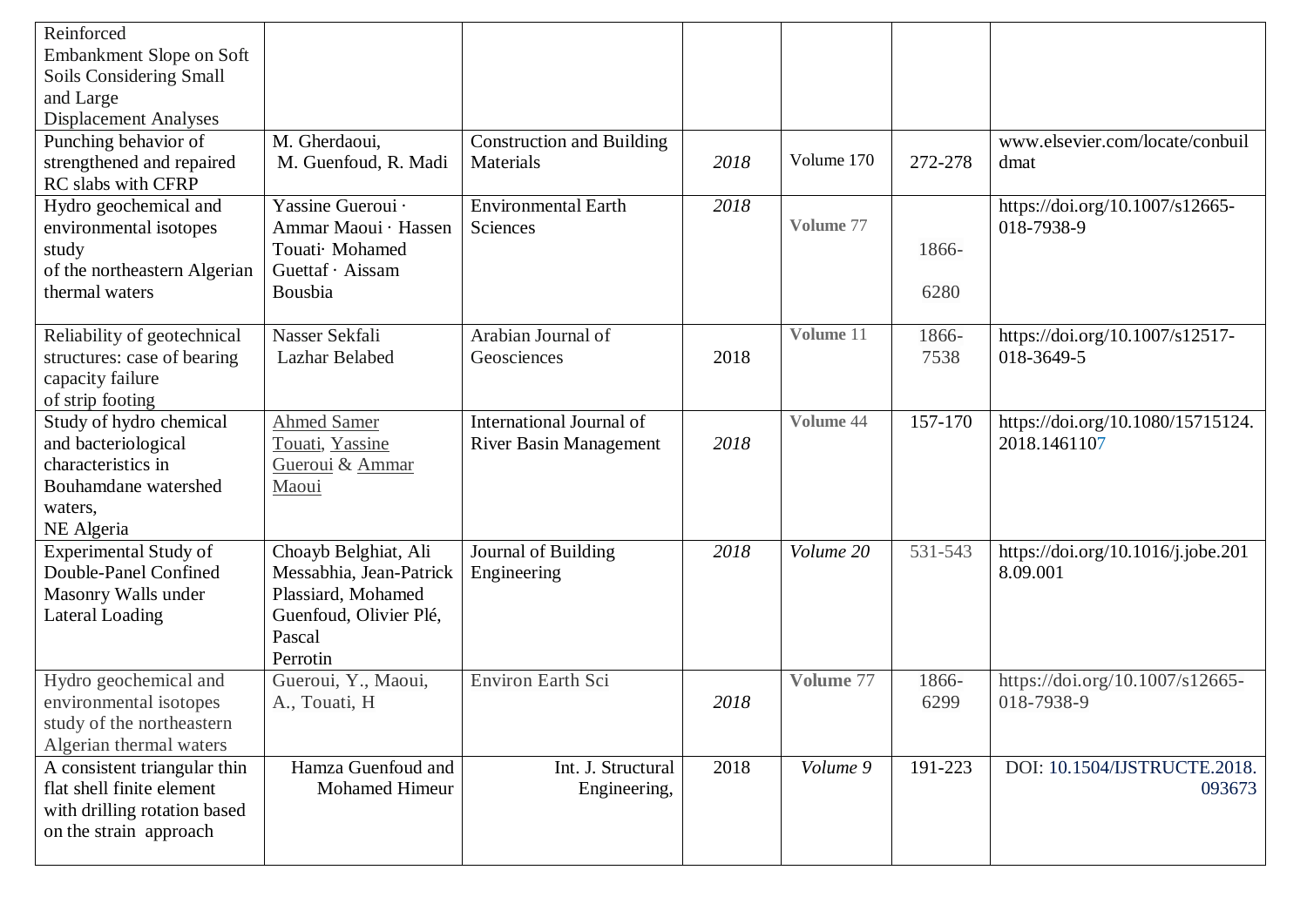| | | | | | | |
|---|---|---|---|---|---|---|
| Reinforced Embankment Slope on Soft Soils Considering Small and Large Displacement Analyses | | | | | | |
| Punching behavior of strengthened and repaired RC slabs with CFRP | M. Gherdaoui, M. Guenfoud, R. Madi | Construction and Building Materials | *2018* | Volume 170 | 272-278 | www.elsevier.com/locate/conbuildmat |
| Hydro geochemical and environmental isotopes study of the northeastern Algerian thermal waters | Yassine Gueroui · Ammar Maoui · Hassen Touati· Mohamed Guettaf · Aissam Bousbia | Environmental Earth Sciences | *2018* | **Volume** 77 | 1866-6280 | https://doi.org/10.1007/s12665-018-7938-9 |
| Reliability of geotechnical structures: case of bearing capacity failure of strip footing | Nasser Sekfali Lazhar Belabed | Arabian Journal of Geosciences | 2018 | **Volume** 11 | 1866-7538 | https://doi.org/10.1007/s12517-018-3649-5 |
| Study of hydro chemical and bacteriological characteristics in Bouhamdane watershed waters, NE Algeria | Ahmed Samer Touati, Yassine Gueroui & Ammar Maoui | International Journal of River Basin Management | *2018* | **Volume** 44 | 157-170 | https://doi.org/10.1080/15715124.2018.1461107 |
| Experimental Study of Double-Panel Confined Masonry Walls under Lateral Loading | Choayb Belghiat, Ali Messabhia, Jean-Patrick Plassiard, Mohamed Guenfoud, Olivier Plé, Pascal Perrotin | Journal of Building Engineering | *2018* | *Volume 20* | 531-543 | https://doi.org/10.1016/j.jobe.2018.09.001 |
| Hydro geochemical and environmental isotopes study of the northeastern Algerian thermal waters | Gueroui, Y., Maoui, A., Touati, H | Environ Earth Sci | *2018* | **Volume** 77 | 1866-6299 | https://doi.org/10.1007/s12665-018-7938-9 |
| A consistent triangular thin flat shell finite element with drilling rotation based on the strain approach | Hamza Guenfoud and Mohamed Himeur | Int. J. Structural Engineering, | 2018 | *Volume 9* | 191-223 | DOI: 10.1504/IJSTRUCTE.2018.093673 |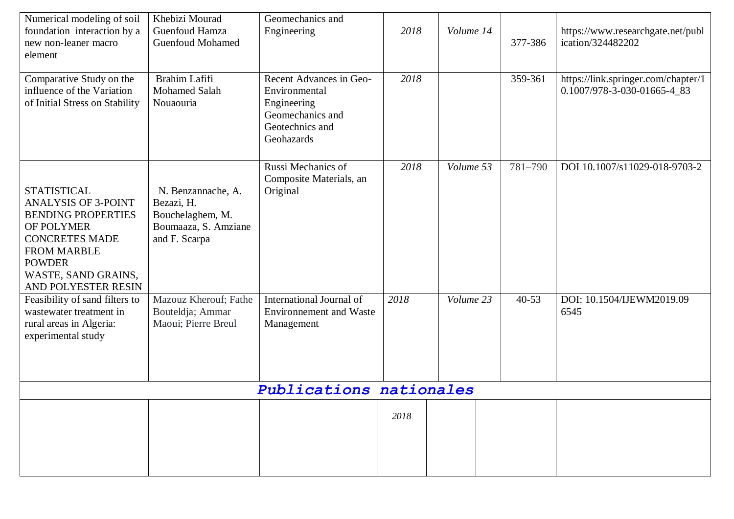| | | | | | | |
|---|---|---|---|---|---|---|
| Numerical modeling of soil foundation interaction by a new non-leaner macro element | Khebizi Mourad Guenfoud Hamza Guenfoud Mohamed | Geomechanics and Engineering | *2018* | *Volume 14* | 377-386 | https://www.researchgate.net/publication/324482202 |
| Comparative Study on the influence of the Variation of Initial Stress on Stability | Brahim Lafifi Mohamed Salah Nouaouria | Recent Advances in Geo-Environmental Engineering Geomechanics and Geotechnics and Geohazards | *2018* | | 359-361 | https://link.springer.com/chapter/10.1007/978-3-030-01665-4_83 |
| STATISTICAL ANALYSIS OF 3-POINT BENDING PROPERTIES OF POLYMER CONCRETES MADE FROM MARBLE POWDER WASTE, SAND GRAINS, AND POLYESTER RESIN | N. Benzannache, A. Bezazi, H. Bouchelaghem, M. Boumaaza, S. Amziane and F. Scarpa | Russi Mechanics of Composite Materials, an Original | *2018* | *Volume 53* | 781–790 | DOI 10.1007/s11029-018-9703-2 |
| Feasibility of sand filters to wastewater treatment in rural areas in Algeria: experimental study | Mazouz Kherouf; Fathe Bouteldja; Ammar Maoui; Pierre Breul | International Journal of Environnement and Waste Management | *2018* | *Volume 23* | 40-53 | DOI: 10.1504/IJEWM2019.096545 |

## *Publications nationales*

| | | | | | | |
|---|---|---|---|---|---|---|
| | | | *2018* | | | |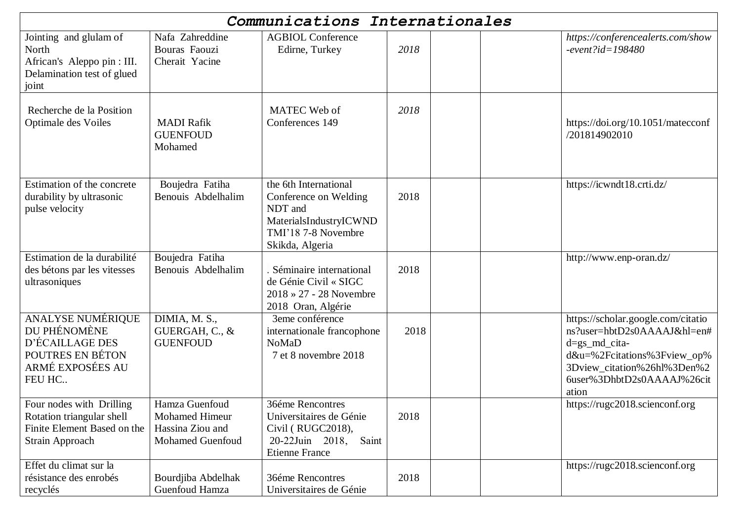| *Communications Internationales* | | | | | | |
|---|---|---|---|---|---|---|
| Jointing and glulam of North African's Aleppo pin : III. Delamination test of glued joint | Nafa Zahreddine Bouras Faouzi Cherait Yacine | AGBIOL Conference Edirne, Turkey | *2018* | | | *https://conferencealerts.com/show-event?id=198480* |
| Recherche de la Position Optimale des Voiles | MADI Rafik GUENFOUD Mohamed | MATEC Web of Conferences 149 | *2018* | | | https://doi.org/10.1051/matecconf/201814902010 |
| Estimation of the concrete durability by ultrasonic pulse velocity | Boujedra Fatiha Benouis Abdelhalim | the 6th International Conference on Welding NDT and MaterialsIndustryICWNDTMI'18 7-8 Novembre Skikda, Algeria | 2018 | | | https://icwndt18.crti.dz/ |
| Estimation de la durabilité des bétons par les vitesses ultrasoniques | Boujedra Fatiha Benouis Abdelhalim | . Séminaire international de Génie Civil « SIGC 2018 » 27 - 28 Novembre 2018 Oran, Algérie | 2018 | | | http://www.enp-oran.dz/ |
| ANALYSE NUMÉRIQUE DU PHÉNOMÈNE D'ÉCAILLAGE DES POUTRES EN BÉTON ARMÉ EXPOSÉES AU FEU HC.. | DIMIA, M. S., GUERGAH, C., & GUENFOUD | 3eme conférence internationale francophone NoMaD 7 et 8 novembre 2018 | 2018 | | | https://scholar.google.com/citations?user=hbtD2s0AAAAJ&hl=en#d=gs_md_cita-d&u=%2Fcitations%3Fview_op%3Dview_citation%26hl%3Den%26user%3DhbtD2s0AAAAJ%26citation |
| Four nodes with Drilling Rotation triangular shell Finite Element Based on the Strain Approach | Hamza Guenfoud Mohamed Himeur Hassina Ziou and Mohamed Guenfoud | 36éme Rencontres Universitaires de Génie Civil ( RUGC2018), 20-22Juin 2018, Saint Etienne France | 2018 | | | https://rugc2018.scienconf.org |
| Effet du climat sur la résistance des enrobés recyclés | Bourdjiba Abdelhak Guenfoud Hamza | 36éme Rencontres Universitaires de Génie | 2018 | | | https://rugc2018.scienconf.org |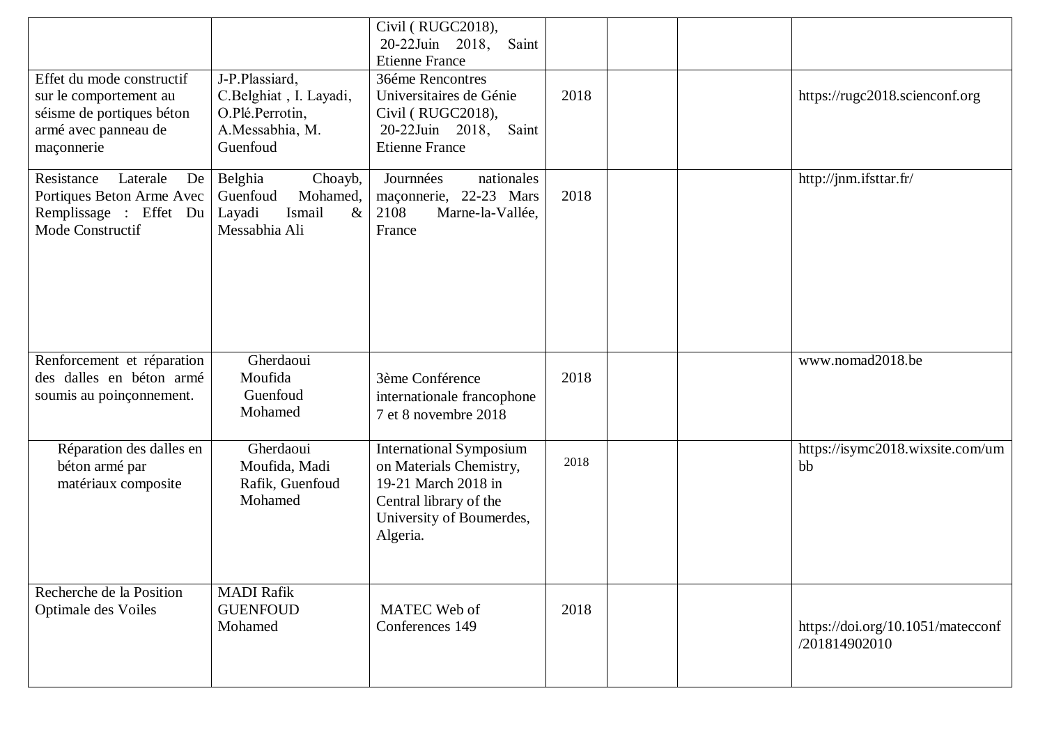| | | | | | | |
|---|---|---|---|---|---|---|
| | | Civil ( RUGC2018), 20-22Juin 2018, Saint Etienne France | | | | |
| Effet du mode constructif sur le comportement au séisme de portiques béton armé avec panneau de maçonnerie | J-P.Plassiard, C.Belghiat , I. Layadi, O.Plé.Perrotin, A.Messabhia, M. Guenfoud | 36éme Rencontres Universitaires de Génie Civil ( RUGC2018), 20-22Juin 2018, Saint Etienne France | 2018 | | | https://rugc2018.scienconf.org |
| Resistance Laterale De Portiques Beton Arme Avec Remplissage : Effet Du Mode Constructif | Belghia Choayb, Guenfoud Mohamed, Layadi Ismail & Messabhia Ali | Journnées nationales maçonnerie, 22-23 Mars 2108 Marne-la-Vallée, France | 2018 | | | http://jnm.ifsttar.fr/ |
| Renforcement et réparation des dalles en béton armé soumis au poinçonnement. | Gherdaoui Moufida Guenfoud Mohamed | 3ème Conférence internationale francophone 7 et 8 novembre 2018 | 2018 | | | www.nomad2018.be |
| Réparation des dalles en béton armé par matériaux composite | Gherdaoui Moufida, Madi Rafik, Guenfoud Mohamed | International Symposium on Materials Chemistry, 19-21 March 2018 in Central library of the University of Boumerdes, Algeria. | 2018 | | | https://isymc2018.wixsite.com/umbb |
| Recherche de la Position Optimale des Voiles | MADI Rafik GUENFOUD Mohamed | MATEC Web of Conferences 149 | 2018 | | | https://doi.org/10.1051/matecconf/201814902010 |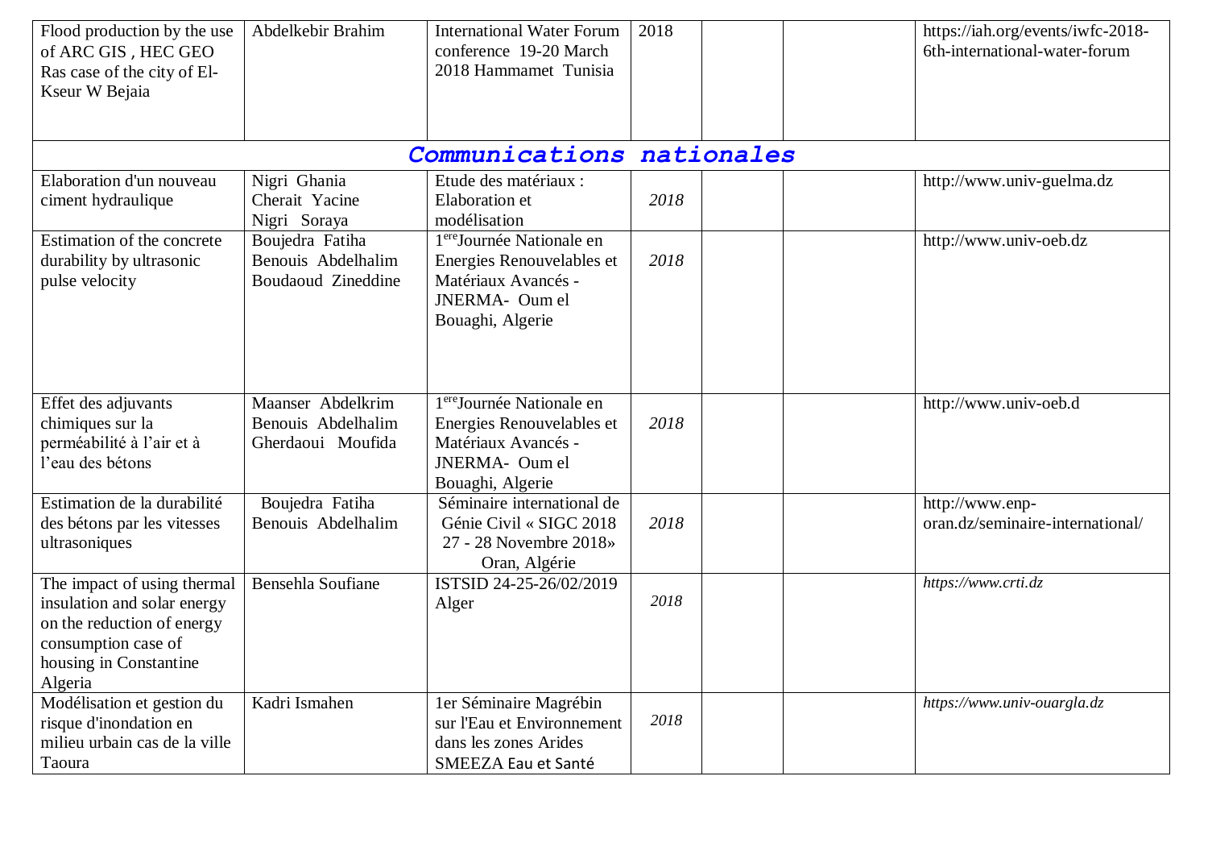| | | | | | | |
|---|---|---|---|---|---|---|
| Flood production by the use of ARC GIS , HEC GEO Ras case of the city of El-Kseur W Bejaia | Abdelkebir Brahim | International Water Forum conference 19-20 March 2018 Hammamet Tunisia | 2018 | | | https://iah.org/events/iwfc-2018-6th-international-water-forum |
| ***Communications nationales*** | | | | | | |
| Elaboration d'un nouveau ciment hydraulique | Nigri Ghania<br>Cherait Yacine<br>Nigri Soraya | Etude des matériaux : Elaboration et modélisation | *2018* | | | http://www.univ-guelma.dz |
| Estimation of the concrete durability by ultrasonic pulse velocity | Boujedra Fatiha<br>Benouis Abdelhalim<br>Boudaoud Zineddine | 1ere Journée Nationale en Energies Renouvelables et Matériaux Avancés - JNERMA- Oum el Bouaghi, Algerie | *2018* | | | http://www.univ-oeb.dz |
| Effet des adjuvants chimiques sur la perméabilité à l'air et à l'eau des bétons | Maanser Abdelkrim<br>Benouis Abdelhalim<br>Gherdaoui Moufida | 1ere Journée Nationale en Energies Renouvelables et Matériaux Avancés - JNERMA- Oum el Bouaghi, Algerie | *2018* | | | http://www.univ-oeb.d |
| Estimation de la durabilité des bétons par les vitesses ultrasoniques | Boujedra Fatiha<br>Benouis Abdelhalim | Séminaire international de Génie Civil « SIGC 2018 27 - 28 Novembre 2018» Oran, Algérie | *2018* | | | http://www.enp-oran.dz/seminaire-international/ |
| The impact of using thermal insulation and solar energy on the reduction of energy consumption case of housing in Constantine Algeria | Bensehla Soufiane | ISTSID 24-25-26/02/2019 Alger | *2018* | | | *https://www.crti.dz* |
| Modélisation et gestion du risque d'inondation en milieu urbain cas de la ville Taoura | Kadri Ismahen | 1er Séminaire Magrébin sur l'Eau et Environnement dans les zones Arides SMEEZA Eau et Santé | *2018* | | | *https://www.univ-ouargla.dz* |